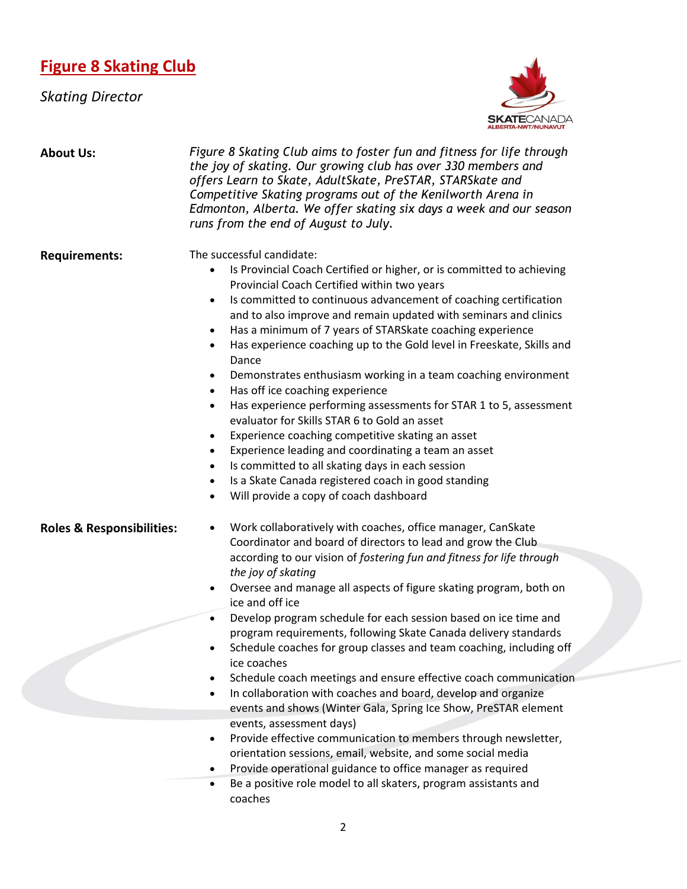# Figure 8 Skating Club

*Skating Director*

**About Us:**

*Figure 8 Skating Club aims to foster fun and fitness for life through the joy of skating. Our growing club has over 330 members and offers Learn to Skate, AdultSkate, PreSTAR, STARSkate and Competitive Skating programs out of the Kenilworth Arena in Edmonton, Alberta. We offer skating six days a week and our season runs from the end of August to July.*

**Requirements:**

The successful candidate:

- Is Provincial Coach Certified or higher, or is committed to achieving Provincial Coach Certified within two years
- Is committed to continuous advancement of coaching certification and to also improve and remain updated with seminars and clinics
- Has a minimum of 7 years of STARSkate coaching experience
- Has experience coaching up to the Gold level in Freeskate, Skills and Dance
- Demonstrates enthusiasm working in a team coaching environment
- Has off ice coaching experience
- Has experience performing assessments for STAR 1 to 5, assessment evaluator for Skills STAR 6 to Gold an asset
- Experience coaching competitive skating an asset
- Experience leading and coordinating a team an asset
- Is committed to all skating days in each session
- Is a Skate Canada registered coach in good standing
- Will provide a copy of coach dashboard

**Roles & Responsibilities:**

- Work collaboratively with coaches, office manager, CanSkate Coordinator and board of directors to lead and grow the Club according to our vision of *fostering fun and fitness for life through the joy of skating*
- Oversee and manage all aspects of figure skating program, both on ice and off ice
- Develop program schedule for each session based on ice time and program requirements, following Skate Canada delivery standards
- Schedule coaches for group classes and team coaching, including off ice coaches
- Schedule coach meetings and ensure effective coach communication
- In collaboration with coaches and board, develop and organize events and shows (Winter Gala, Spring Ice Show, PreSTAR element events, assessment days)
- Provide effective communication to members through newsletter, orientation sessions, email, website, and some social media
- Provide operational guidance to office manager as required
- Be a positive role model to all skaters, program assistants and coaches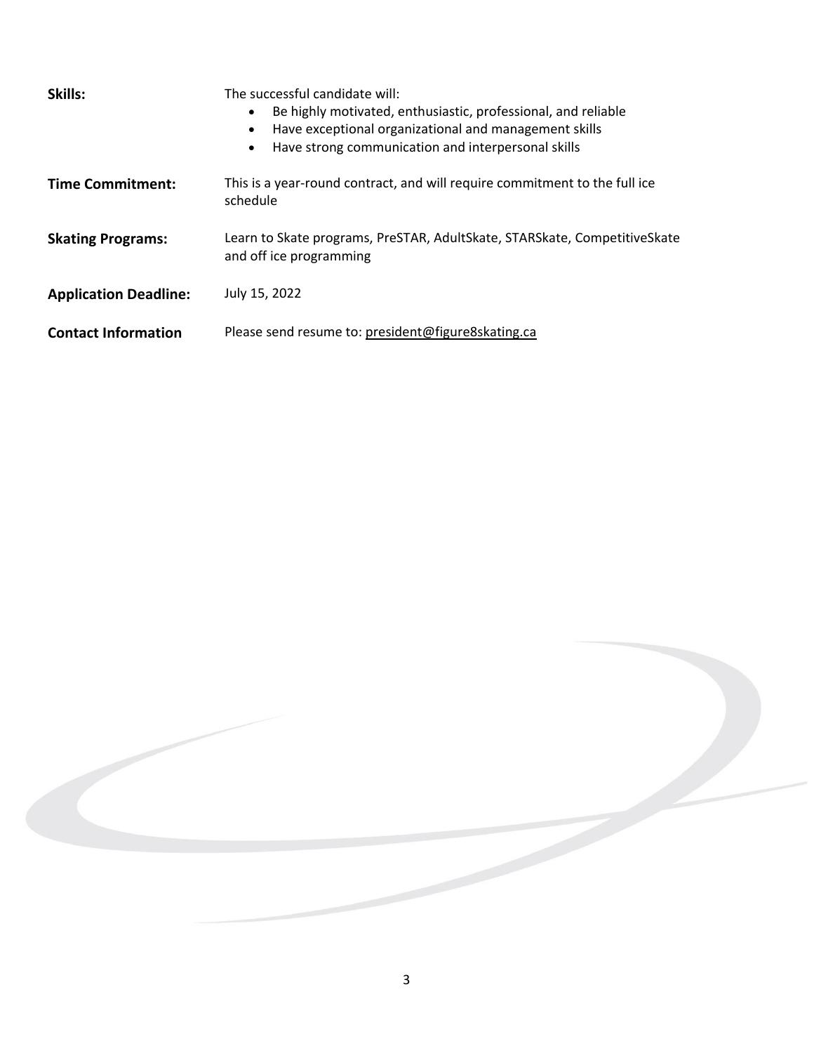**Skills:**

The successful candidate will:

- Be highly motivated, enthusiastic, professional, and reliable
- Have exceptional organizational and management skills
- Have strong communication and interpersonal skills

**Time Commitment:**

This is a year-round contract, and will require commitment to the full ice schedule

**Skating Programs:**

Learn to Skate programs, PreSTAR, AdultSkate, STARSkate, CompetitiveSkate and off ice programming

**Application Deadline:**

July 15, 2022

**Contact Information**

Please send resume to: president@figure8skating.ca